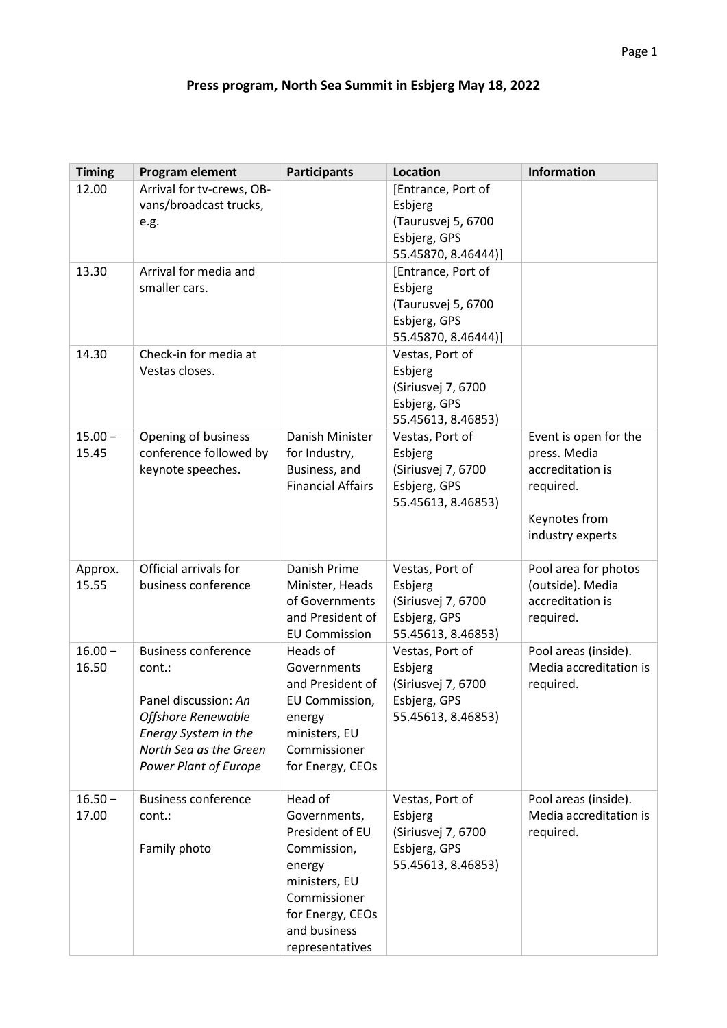# Press program, North Sea Summit in Esbjerg May 18, 2022

| Timing | Program element | Participants | Location | Information |
|---|---|---|---|---|
| 12.00 | Arrival for tv-crews, OB-vans/broadcast trucks, e.g. | | [Entrance, Port of Esbjerg (Taurusvej 5, 6700 Esbjerg, GPS 55.45870, 8.46444)] | |
| 13.30 | Arrival for media and smaller cars. | | [Entrance, Port of Esbjerg (Taurusvej 5, 6700 Esbjerg, GPS 55.45870, 8.46444)] | |
| 14.30 | Check-in for media at Vestas closes. | | Vestas, Port of Esbjerg (Siriusvej 7, 6700 Esbjerg, GPS 55.45613, 8.46853) | |
| 15.00 – 15.45 | Opening of business conference followed by keynote speeches. | Danish Minister for Industry, Business, and Financial Affairs | Vestas, Port of Esbjerg (Siriusvej 7, 6700 Esbjerg, GPS 55.45613, 8.46853) | Event is open for the press. Media accreditation is required.<br><br>Keynotes from industry experts |
| Approx. 15.55 | Official arrivals for business conference | Danish Prime Minister, Heads of Governments and President of EU Commission | Vestas, Port of Esbjerg (Siriusvej 7, 6700 Esbjerg, GPS 55.45613, 8.46853) | Pool area for photos (outside). Media accreditation is required. |
| 16.00 – 16.50 | Business conference cont.:<br><br>Panel discussion: *An Offshore Renewable Energy System in the North Sea as the Green Power Plant of Europe* | Heads of Governments and President of EU Commission, energy ministers, EU Commissioner for Energy, CEOs | Vestas, Port of Esbjerg (Siriusvej 7, 6700 Esbjerg, GPS 55.45613, 8.46853) | Pool areas (inside). Media accreditation is required. |
| 16.50 – 17.00 | Business conference cont.:<br><br>Family photo | Head of Governments, President of EU Commission, energy ministers, EU Commissioner for Energy, CEOs and business representatives | Vestas, Port of Esbjerg (Siriusvej 7, 6700 Esbjerg, GPS 55.45613, 8.46853) | Pool areas (inside). Media accreditation is required. |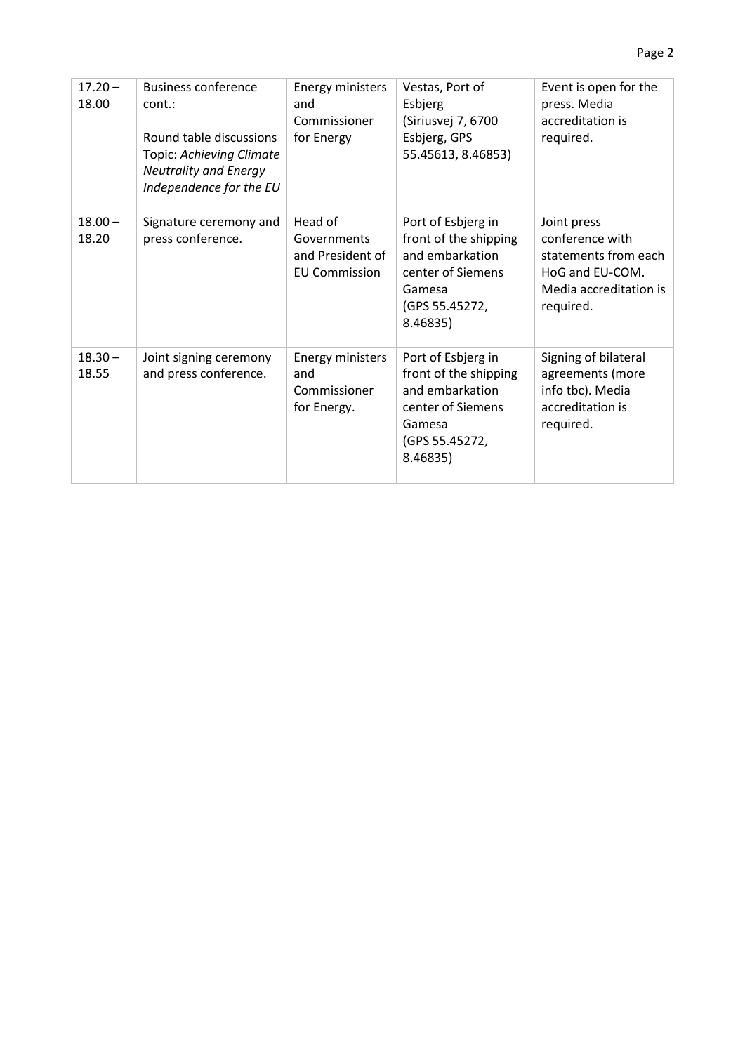| | | | | |
|---|---|---|---|---|
| 17.20 – 18.00 | Business conference cont.: Round table discussions Topic: *Achieving Climate Neutrality and Energy Independence for the EU* | Energy ministers and Commissioner for Energy | Vestas, Port of Esbjerg (Siriusvej 7, 6700 Esbjerg, GPS 55.45613, 8.46853) | Event is open for the press. Media accreditation is required. |
| 18.00 – 18.20 | Signature ceremony and press conference. | Head of Governments and President of EU Commission | Port of Esbjerg in front of the shipping and embarkation center of Siemens Gamesa (GPS 55.45272, 8.46835) | Joint press conference with statements from each HoG and EU-COM. Media accreditation is required. |
| 18.30 – 18.55 | Joint signing ceremony and press conference. | Energy ministers and Commissioner for Energy. | Port of Esbjerg in front of the shipping and embarkation center of Siemens Gamesa (GPS 55.45272, 8.46835) | Signing of bilateral agreements (more info tbc). Media accreditation is required. |